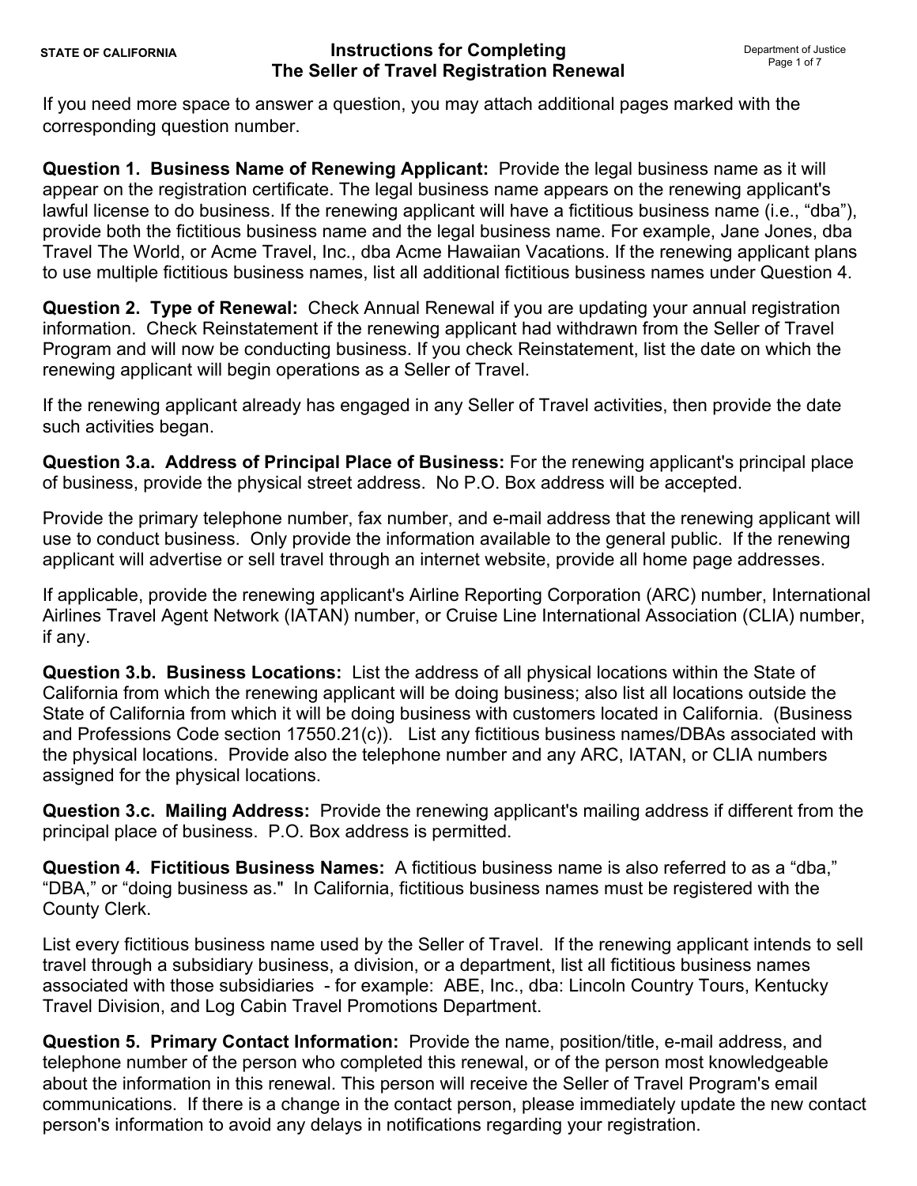STATE OF CALIFORNIA

# Instructions for Completing The Seller of Travel Registration Renewal

Department of Justice

If you need more space to answer a question, you may attach additional pages marked with the corresponding question number.

**Question 1. Business Name of Renewing Applicant:** Provide the legal business name as it will appear on the registration certificate. The legal business name appears on the renewing applicant's lawful license to do business. If the renewing applicant will have a fictitious business name (i.e., “dba”), provide both the fictitious business name and the legal business name. For example, Jane Jones, dba Travel The World, or Acme Travel, Inc., dba Acme Hawaiian Vacations. If the renewing applicant plans to use multiple fictitious business names, list all additional fictitious business names under Question 4.

**Question 2. Type of Renewal:** Check Annual Renewal if you are updating your annual registration information. Check Reinstatement if the renewing applicant had withdrawn from the Seller of Travel Program and will now be conducting business. If you check Reinstatement, list the date on which the renewing applicant will begin operations as a Seller of Travel.

If the renewing applicant already has engaged in any Seller of Travel activities, then provide the date such activities began.

**Question 3.a. Address of Principal Place of Business:** For the renewing applicant's principal place of business, provide the physical street address. No P.O. Box address will be accepted.

Provide the primary telephone number, fax number, and e-mail address that the renewing applicant will use to conduct business. Only provide the information available to the general public. If the renewing applicant will advertise or sell travel through an internet website, provide all home page addresses.

If applicable, provide the renewing applicant's Airline Reporting Corporation (ARC) number, International Airlines Travel Agent Network (IATAN) number, or Cruise Line International Association (CLIA) number, if any.

**Question 3.b. Business Locations:** List the address of all physical locations within the State of California from which the renewing applicant will be doing business; also list all locations outside the State of California from which it will be doing business with customers located in California. (Business and Professions Code section 17550.21(c)). List any fictitious business names/DBAs associated with the physical locations. Provide also the telephone number and any ARC, IATAN, or CLIA numbers assigned for the physical locations.

**Question 3.c. Mailing Address:** Provide the renewing applicant's mailing address if different from the principal place of business. P.O. Box address is permitted.

**Question 4. Fictitious Business Names:** A fictitious business name is also referred to as a “dba,” “DBA,” or “doing business as." In California, fictitious business names must be registered with the County Clerk.

List every fictitious business name used by the Seller of Travel. If the renewing applicant intends to sell travel through a subsidiary business, a division, or a department, list all fictitious business names associated with those subsidiaries - for example: ABE, Inc., dba: Lincoln Country Tours, Kentucky Travel Division, and Log Cabin Travel Promotions Department.

**Question 5. Primary Contact Information:** Provide the name, position/title, e-mail address, and telephone number of the person who completed this renewal, or of the person most knowledgeable about the information in this renewal. This person will receive the Seller of Travel Program's email communications. If there is a change in the contact person, please immediately update the new contact person's information to avoid any delays in notifications regarding your registration.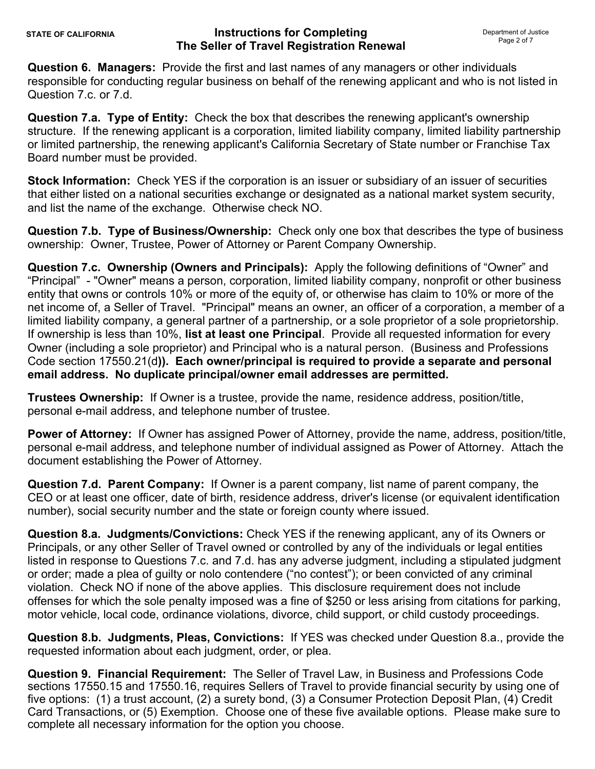**Question 6. Managers:** Provide the first and last names of any managers or other individuals responsible for conducting regular business on behalf of the renewing applicant and who is not listed in Question 7.c. or 7.d.

**Question 7.a. Type of Entity:** Check the box that describes the renewing applicant's ownership structure. If the renewing applicant is a corporation, limited liability company, limited liability partnership or limited partnership, the renewing applicant's California Secretary of State number or Franchise Tax Board number must be provided.

**Stock Information:** Check YES if the corporation is an issuer or subsidiary of an issuer of securities that either listed on a national securities exchange or designated as a national market system security, and list the name of the exchange. Otherwise check NO.

**Question 7.b. Type of Business/Ownership:** Check only one box that describes the type of business ownership: Owner, Trustee, Power of Attorney or Parent Company Ownership.

**Question 7.c. Ownership (Owners and Principals):** Apply the following definitions of "Owner" and "Principal" - "Owner" means a person, corporation, limited liability company, nonprofit or other business entity that owns or controls 10% or more of the equity of, or otherwise has claim to 10% or more of the net income of, a Seller of Travel. "Principal" means an owner, an officer of a corporation, a member of a limited liability company, a general partner of a partnership, or a sole proprietor of a sole proprietorship. If ownership is less than 10%, **list at least one Principal**. Provide all requested information for every Owner (including a sole proprietor) and Principal who is a natural person. (Business and Professions Code section 17550.21(d**)). Each owner/principal is required to provide a separate and personal email address. No duplicate principal/owner email addresses are permitted.**

**Trustees Ownership:** If Owner is a trustee, provide the name, residence address, position/title, personal e-mail address, and telephone number of trustee.

**Power of Attorney:** If Owner has assigned Power of Attorney, provide the name, address, position/title, personal e-mail address, and telephone number of individual assigned as Power of Attorney. Attach the document establishing the Power of Attorney.

**Question 7.d. Parent Company:** If Owner is a parent company, list name of parent company, the CEO or at least one officer, date of birth, residence address, driver's license (or equivalent identification number), social security number and the state or foreign county where issued.

**Question 8.a. Judgments/Convictions:** Check YES if the renewing applicant, any of its Owners or Principals, or any other Seller of Travel owned or controlled by any of the individuals or legal entities listed in response to Questions 7.c. and 7.d. has any adverse judgment, including a stipulated judgment or order; made a plea of guilty or nolo contendere ("no contest"); or been convicted of any criminal violation. Check NO if none of the above applies. This disclosure requirement does not include offenses for which the sole penalty imposed was a fine of $250 or less arising from citations for parking, motor vehicle, local code, ordinance violations, divorce, child support, or child custody proceedings.

**Question 8.b. Judgments, Pleas, Convictions:** If YES was checked under Question 8.a., provide the requested information about each judgment, order, or plea.

**Question 9. Financial Requirement:** The Seller of Travel Law, in Business and Professions Code sections 17550.15 and 17550.16, requires Sellers of Travel to provide financial security by using one of five options: (1) a trust account, (2) a surety bond, (3) a Consumer Protection Deposit Plan, (4) Credit Card Transactions, or (5) Exemption. Choose one of these five available options. Please make sure to complete all necessary information for the option you choose.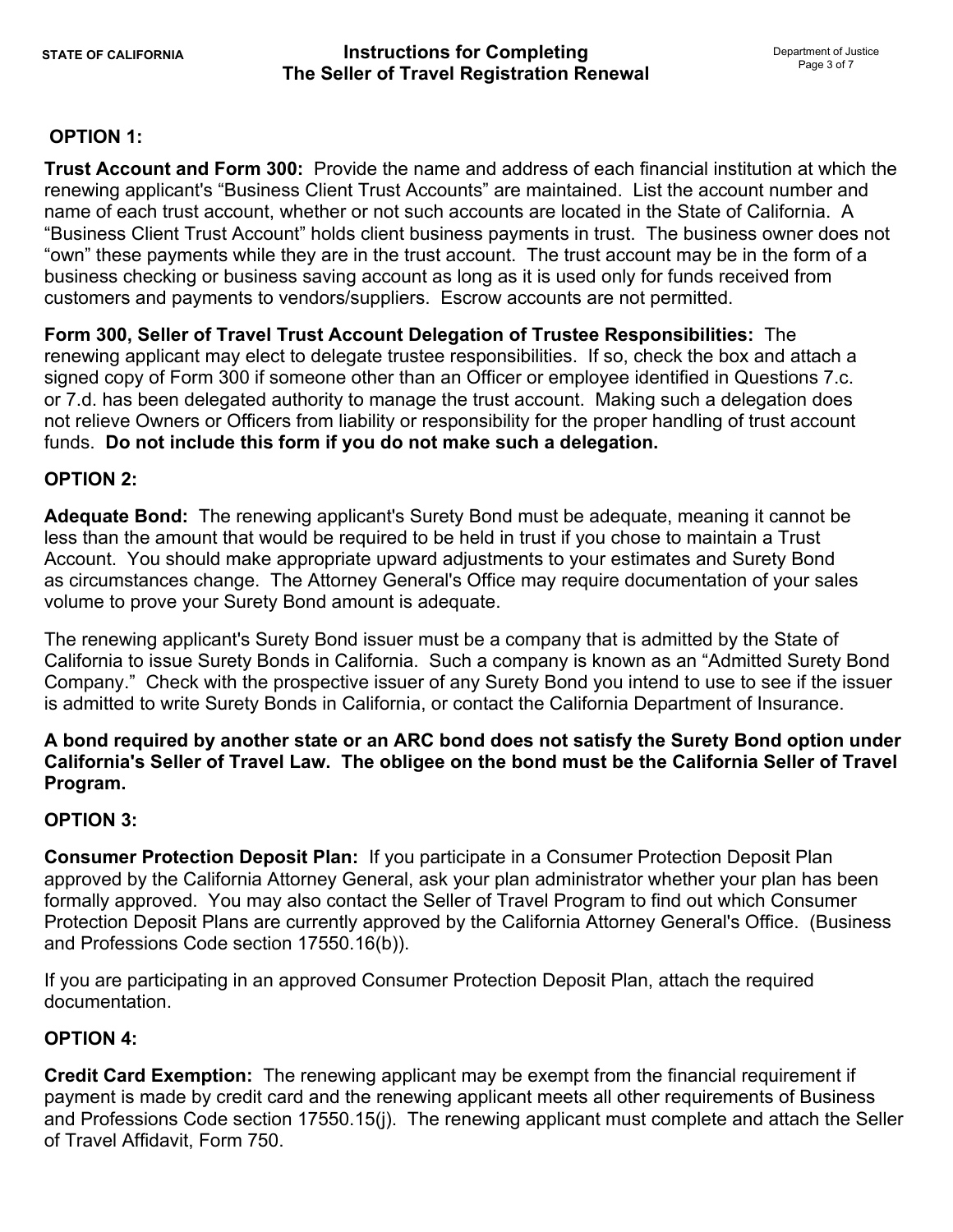## OPTION 1:

**Trust Account and Form 300:** Provide the name and address of each financial institution at which the renewing applicant's "Business Client Trust Accounts" are maintained. List the account number and name of each trust account, whether or not such accounts are located in the State of California. A "Business Client Trust Account" holds client business payments in trust. The business owner does not "own" these payments while they are in the trust account. The trust account may be in the form of a business checking or business saving account as long as it is used only for funds received from customers and payments to vendors/suppliers. Escrow accounts are not permitted.

**Form 300, Seller of Travel Trust Account Delegation of Trustee Responsibilities:** The renewing applicant may elect to delegate trustee responsibilities. If so, check the box and attach a signed copy of Form 300 if someone other than an Officer or employee identified in Questions 7.c. or 7.d. has been delegated authority to manage the trust account. Making such a delegation does not relieve Owners or Officers from liability or responsibility for the proper handling of trust account funds. **Do not include this form if you do not make such a delegation.**

## OPTION 2:

**Adequate Bond:** The renewing applicant's Surety Bond must be adequate, meaning it cannot be less than the amount that would be required to be held in trust if you chose to maintain a Trust Account. You should make appropriate upward adjustments to your estimates and Surety Bond as circumstances change. The Attorney General's Office may require documentation of your sales volume to prove your Surety Bond amount is adequate.

The renewing applicant's Surety Bond issuer must be a company that is admitted by the State of California to issue Surety Bonds in California. Such a company is known as an "Admitted Surety Bond Company." Check with the prospective issuer of any Surety Bond you intend to use to see if the issuer is admitted to write Surety Bonds in California, or contact the California Department of Insurance.

**A bond required by another state or an ARC bond does not satisfy the Surety Bond option under California's Seller of Travel Law. The obligee on the bond must be the California Seller of Travel Program.**

## OPTION 3:

**Consumer Protection Deposit Plan:** If you participate in a Consumer Protection Deposit Plan approved by the California Attorney General, ask your plan administrator whether your plan has been formally approved. You may also contact the Seller of Travel Program to find out which Consumer Protection Deposit Plans are currently approved by the California Attorney General's Office. (Business and Professions Code section 17550.16(b)).

If you are participating in an approved Consumer Protection Deposit Plan, attach the required documentation.

## OPTION 4:

**Credit Card Exemption:** The renewing applicant may be exempt from the financial requirement if payment is made by credit card and the renewing applicant meets all other requirements of Business and Professions Code section 17550.15(j). The renewing applicant must complete and attach the Seller of Travel Affidavit, Form 750.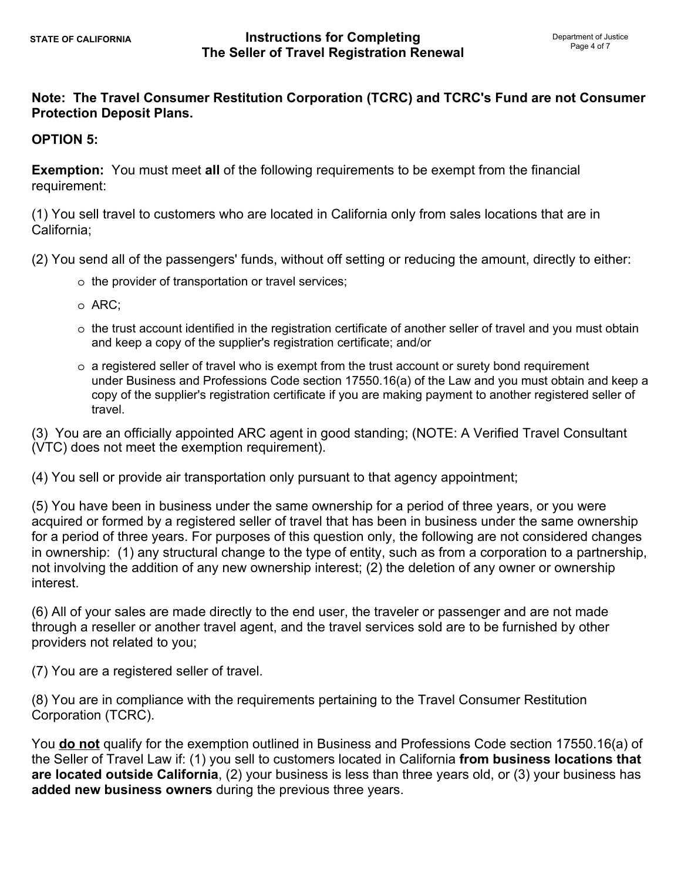**Note: The Travel Consumer Restitution Corporation (TCRC) and TCRC's Fund are not Consumer Protection Deposit Plans.**

**OPTION 5:**

**Exemption:** You must meet **all** of the following requirements to be exempt from the financial requirement:

(1) You sell travel to customers who are located in California only from sales locations that are in California;

(2) You send all of the passengers' funds, without off setting or reducing the amount, directly to either:

- the provider of transportation or travel services;
- ARC;
- the trust account identified in the registration certificate of another seller of travel and you must obtain and keep a copy of the supplier's registration certificate; and/or
- a registered seller of travel who is exempt from the trust account or surety bond requirement under Business and Professions Code section 17550.16(a) of the Law and you must obtain and keep a copy of the supplier's registration certificate if you are making payment to another registered seller of travel.

(3) You are an officially appointed ARC agent in good standing; (NOTE: A Verified Travel Consultant (VTC) does not meet the exemption requirement).

(4) You sell or provide air transportation only pursuant to that agency appointment;

(5) You have been in business under the same ownership for a period of three years, or you were acquired or formed by a registered seller of travel that has been in business under the same ownership for a period of three years. For purposes of this question only, the following are not considered changes in ownership: (1) any structural change to the type of entity, such as from a corporation to a partnership, not involving the addition of any new ownership interest; (2) the deletion of any owner or ownership interest.

(6) All of your sales are made directly to the end user, the traveler or passenger and are not made through a reseller or another travel agent, and the travel services sold are to be furnished by other providers not related to you;

(7) You are a registered seller of travel.

(8) You are in compliance with the requirements pertaining to the Travel Consumer Restitution Corporation (TCRC).

You **<u>do not</u>** qualify for the exemption outlined in Business and Professions Code section 17550.16(a) of the Seller of Travel Law if: (1) you sell to customers located in California **from business locations that are located outside California**, (2) your business is less than three years old, or (3) your business has **added new business owners** during the previous three years.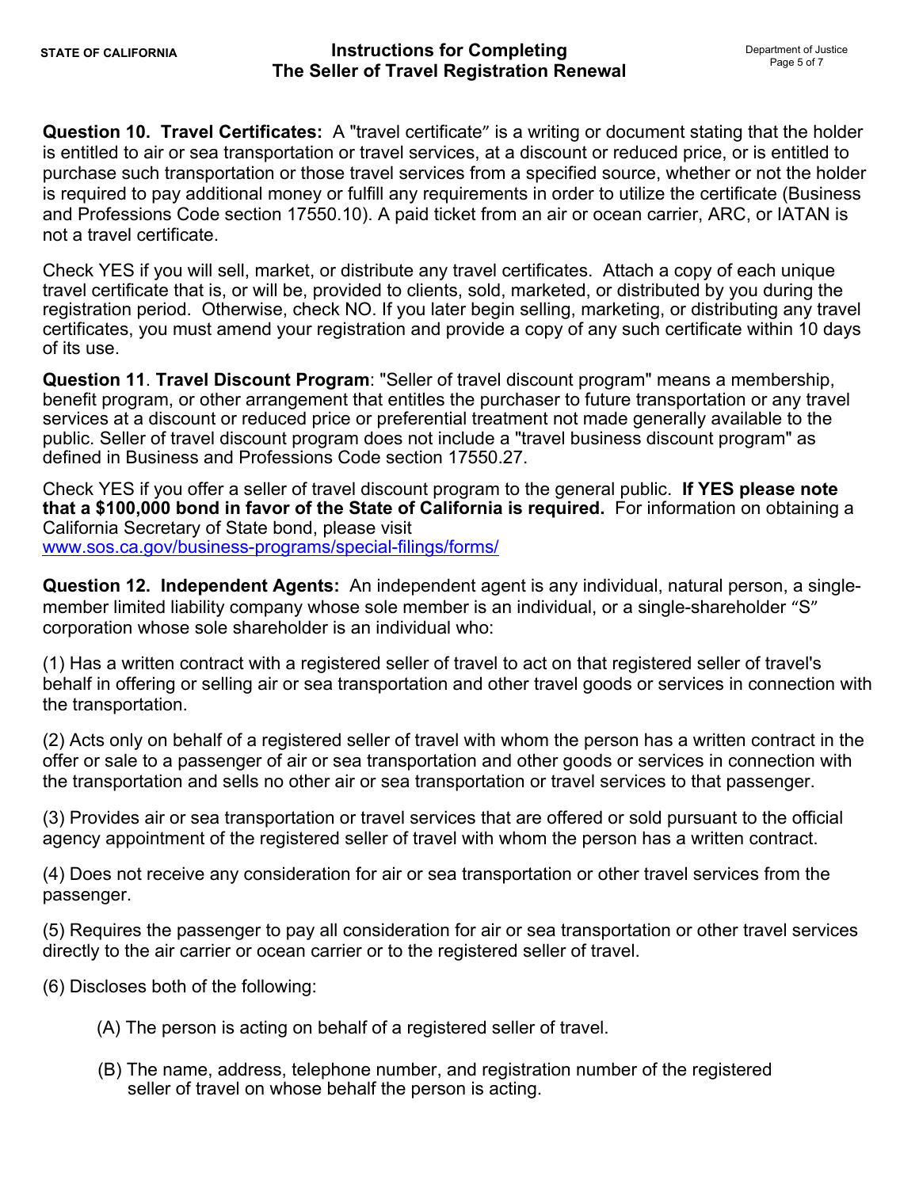**Question 10. Travel Certificates:** A "travel certificate" is a writing or document stating that the holder is entitled to air or sea transportation or travel services, at a discount or reduced price, or is entitled to purchase such transportation or those travel services from a specified source, whether or not the holder is required to pay additional money or fulfill any requirements in order to utilize the certificate (Business and Professions Code section 17550.10). A paid ticket from an air or ocean carrier, ARC, or IATAN is not a travel certificate.

Check YES if you will sell, market, or distribute any travel certificates. Attach a copy of each unique travel certificate that is, or will be, provided to clients, sold, marketed, or distributed by you during the registration period. Otherwise, check NO. If you later begin selling, marketing, or distributing any travel certificates, you must amend your registration and provide a copy of any such certificate within 10 days of its use.

**Question 11**. **Travel Discount Program**: "Seller of travel discount program" means a membership, benefit program, or other arrangement that entitles the purchaser to future transportation or any travel services at a discount or reduced price or preferential treatment not made generally available to the public. Seller of travel discount program does not include a "travel business discount program" as defined in Business and Professions Code section 17550.27.

Check YES if you offer a seller of travel discount program to the general public. **If YES please note that a $100,000 bond in favor of the State of California is required.** For information on obtaining a California Secretary of State bond, please visit
www.sos.ca.gov/business-programs/special-filings/forms/

**Question 12. Independent Agents:** An independent agent is any individual, natural person, a single-member limited liability company whose sole member is an individual, or a single-shareholder "S" corporation whose sole shareholder is an individual who:

(1) Has a written contract with a registered seller of travel to act on that registered seller of travel's behalf in offering or selling air or sea transportation and other travel goods or services in connection with the transportation.

(2) Acts only on behalf of a registered seller of travel with whom the person has a written contract in the offer or sale to a passenger of air or sea transportation and other goods or services in connection with the transportation and sells no other air or sea transportation or travel services to that passenger.

(3) Provides air or sea transportation or travel services that are offered or sold pursuant to the official agency appointment of the registered seller of travel with whom the person has a written contract.

(4) Does not receive any consideration for air or sea transportation or other travel services from the passenger.

(5) Requires the passenger to pay all consideration for air or sea transportation or other travel services directly to the air carrier or ocean carrier or to the registered seller of travel.

(6) Discloses both of the following:

(A) The person is acting on behalf of a registered seller of travel.

(B) The name, address, telephone number, and registration number of the registered seller of travel on whose behalf the person is acting.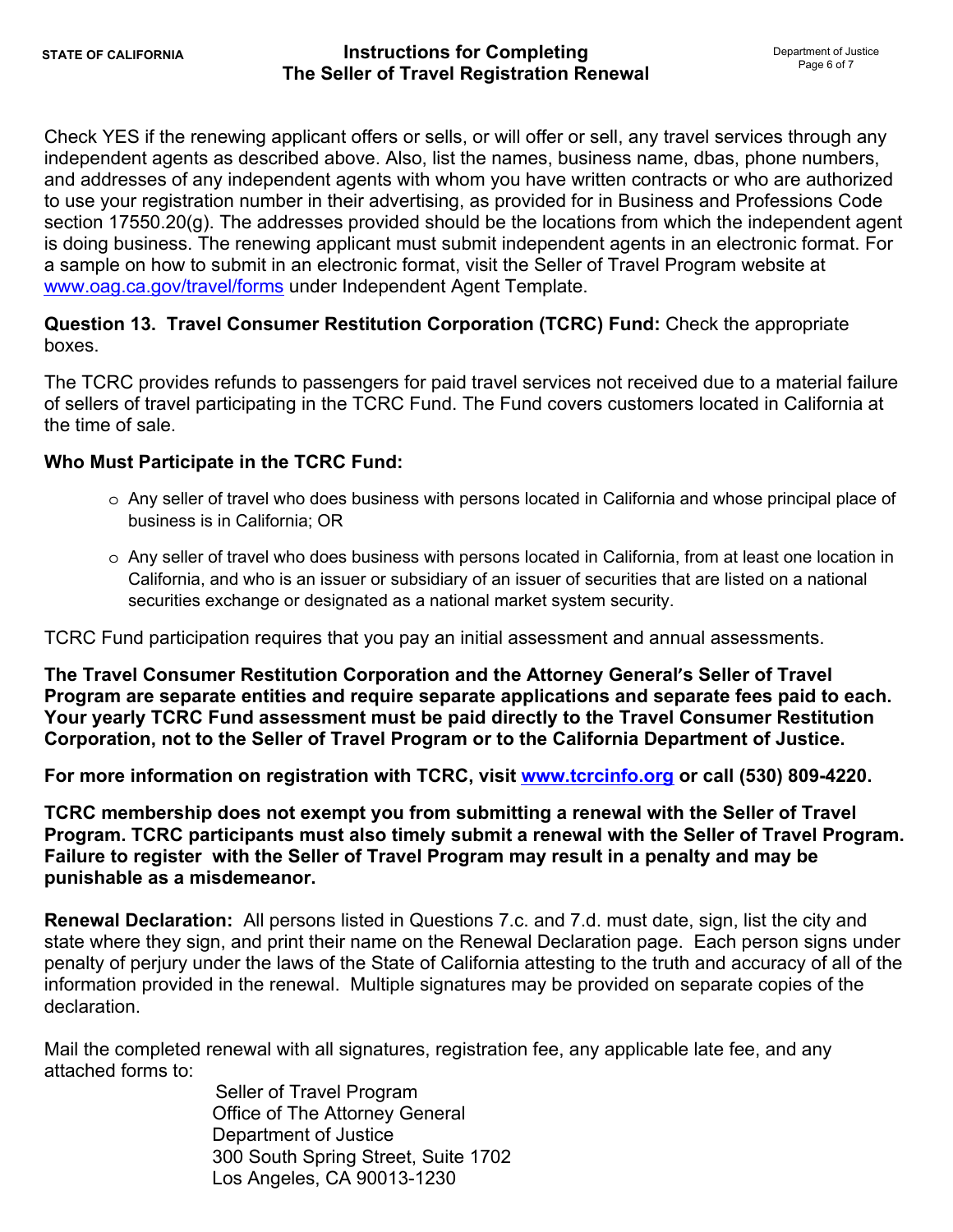Check YES if the renewing applicant offers or sells, or will offer or sell, any travel services through any independent agents as described above. Also, list the names, business name, dbas, phone numbers, and addresses of any independent agents with whom you have written contracts or who are authorized to use your registration number in their advertising, as provided for in Business and Professions Code section 17550.20(g). The addresses provided should be the locations from which the independent agent is doing business. The renewing applicant must submit independent agents in an electronic format. For a sample on how to submit in an electronic format, visit the Seller of Travel Program website at [www.oag.ca.gov/travel/forms](http://www.oag.ca.gov/travel/forms) under Independent Agent Template.

**Question 13. Travel Consumer Restitution Corporation (TCRC) Fund:** Check the appropriate boxes.

The TCRC provides refunds to passengers for paid travel services not received due to a material failure of sellers of travel participating in the TCRC Fund. The Fund covers customers located in California at the time of sale.

**Who Must Participate in the TCRC Fund:**

- Any seller of travel who does business with persons located in California and whose principal place of business is in California; OR
- Any seller of travel who does business with persons located in California, from at least one location in California, and who is an issuer or subsidiary of an issuer of securities that are listed on a national securities exchange or designated as a national market system security.

TCRC Fund participation requires that you pay an initial assessment and annual assessments.

**The Travel Consumer Restitution Corporation and the Attorney General's Seller of Travel Program are separate entities and require separate applications and separate fees paid to each. Your yearly TCRC Fund assessment must be paid directly to the Travel Consumer Restitution Corporation, not to the Seller of Travel Program or to the California Department of Justice.**

**For more information on registration with TCRC, visit [www.tcrcinfo.org](http://www.tcrcinfo.org) or call (530) 809-4220.**

**TCRC membership does not exempt you from submitting a renewal with the Seller of Travel Program. TCRC participants must also timely submit a renewal with the Seller of Travel Program. Failure to register with the Seller of Travel Program may result in a penalty and may be punishable as a misdemeanor.**

**Renewal Declaration:** All persons listed in Questions 7.c. and 7.d. must date, sign, list the city and state where they sign, and print their name on the Renewal Declaration page. Each person signs under penalty of perjury under the laws of the State of California attesting to the truth and accuracy of all of the information provided in the renewal. Multiple signatures may be provided on separate copies of the declaration.

Mail the completed renewal with all signatures, registration fee, any applicable late fee, and any attached forms to:

Seller of Travel Program
Office of The Attorney General
Department of Justice
300 South Spring Street, Suite 1702
Los Angeles, CA 90013-1230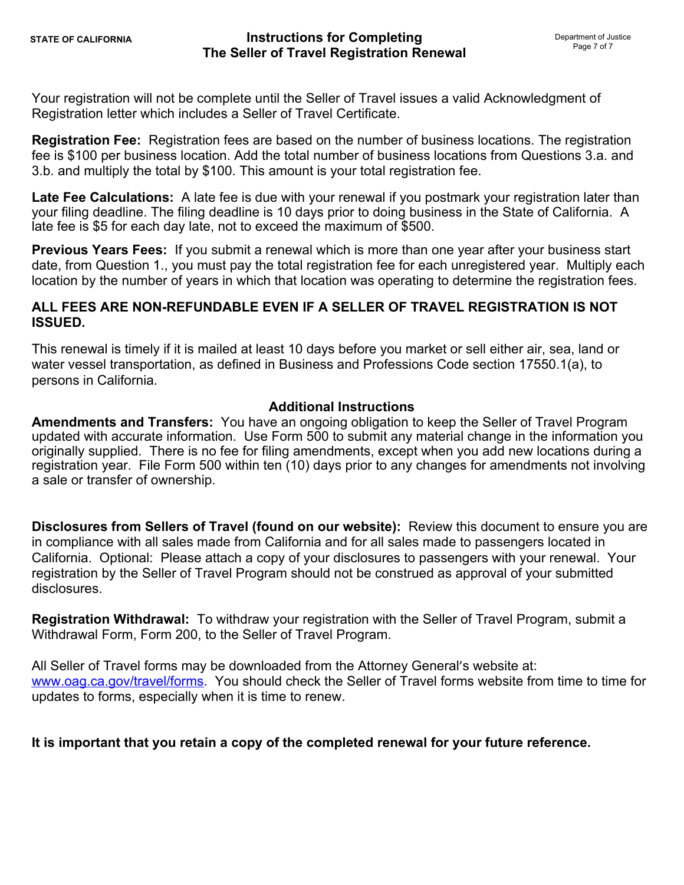Your registration will not be complete until the Seller of Travel issues a valid Acknowledgment of Registration letter which includes a Seller of Travel Certificate.

**Registration Fee:** Registration fees are based on the number of business locations. The registration fee is $100 per business location. Add the total number of business locations from Questions 3.a. and 3.b. and multiply the total by $100. This amount is your total registration fee.

**Late Fee Calculations:** A late fee is due with your renewal if you postmark your registration later than your filing deadline. The filing deadline is 10 days prior to doing business in the State of California. A late fee is $5 for each day late, not to exceed the maximum of $500.

**Previous Years Fees:** If you submit a renewal which is more than one year after your business start date, from Question 1., you must pay the total registration fee for each unregistered year. Multiply each location by the number of years in which that location was operating to determine the registration fees.

**ALL FEES ARE NON-REFUNDABLE EVEN IF A SELLER OF TRAVEL REGISTRATION IS NOT ISSUED.**

This renewal is timely if it is mailed at least 10 days before you market or sell either air, sea, land or water vessel transportation, as defined in Business and Professions Code section 17550.1(a), to persons in California.

## Additional Instructions

**Amendments and Transfers:** You have an ongoing obligation to keep the Seller of Travel Program updated with accurate information. Use Form 500 to submit any material change in the information you originally supplied. There is no fee for filing amendments, except when you add new locations during a registration year. File Form 500 within ten (10) days prior to any changes for amendments not involving a sale or transfer of ownership.

**Disclosures from Sellers of Travel (found on our website):** Review this document to ensure you are in compliance with all sales made from California and for all sales made to passengers located in California. Optional: Please attach a copy of your disclosures to passengers with your renewal. Your registration by the Seller of Travel Program should not be construed as approval of your submitted disclosures.

**Registration Withdrawal:** To withdraw your registration with the Seller of Travel Program, submit a Withdrawal Form, Form 200, to the Seller of Travel Program.

All Seller of Travel forms may be downloaded from the Attorney General's website at: www.oag.ca.gov/travel/forms. You should check the Seller of Travel forms website from time to time for updates to forms, especially when it is time to renew.

**It is important that you retain a copy of the completed renewal for your future reference.**